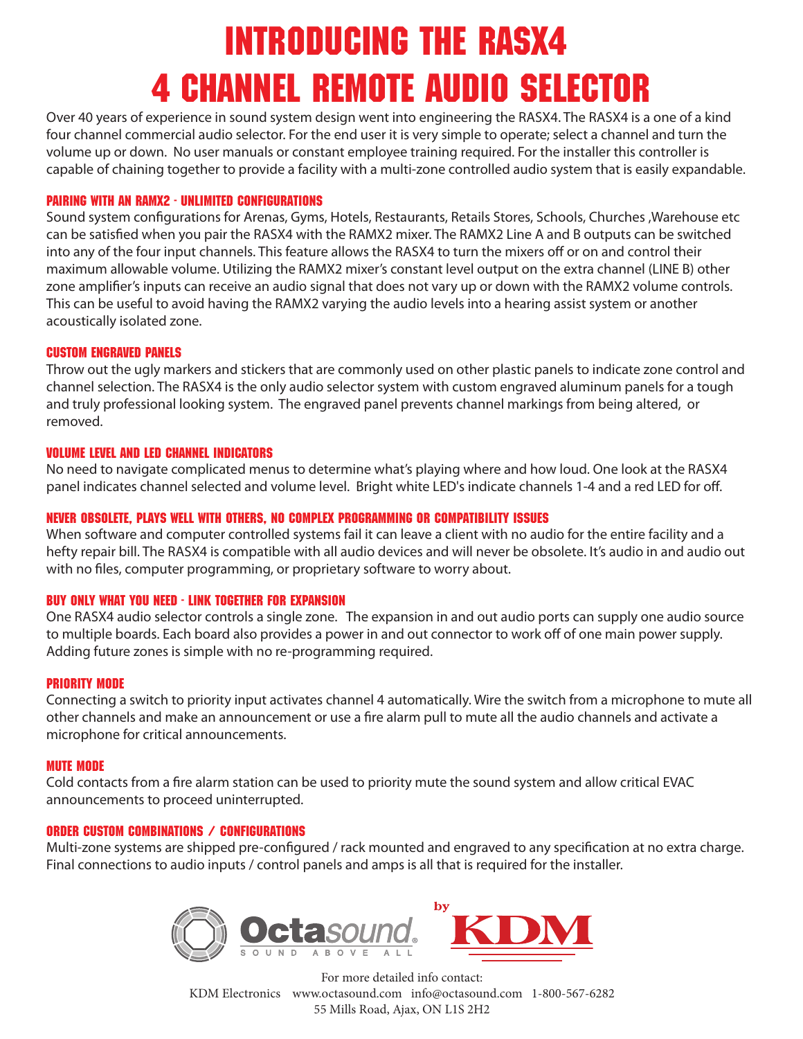# INTRODUCING THE RASX4
# 4 CHANNEL REMOTE AUDIO SELECTOR

Over 40 years of experience in sound system design went into engineering the RASX4. The RASX4 is a one of a kind four channel commercial audio selector. For the end user it is very simple to operate; select a channel and turn the volume up or down. No user manuals or constant employee training required. For the installer this controller is capable of chaining together to provide a facility with a multi-zone controlled audio system that is easily expandable.

### PAIRING WITH AN RAMX2 - UNLIMITED CONFIGURATIONS

Sound system configurations for Arenas, Gyms, Hotels, Restaurants, Retails Stores, Schools, Churches ,Warehouse etc can be satisfied when you pair the RASX4 with the RAMX2 mixer. The RAMX2 Line A and B outputs can be switched into any of the four input channels. This feature allows the RASX4 to turn the mixers off or on and control their maximum allowable volume. Utilizing the RAMX2 mixer's constant level output on the extra channel (LINE B) other zone amplifier's inputs can receive an audio signal that does not vary up or down with the RAMX2 volume controls. This can be useful to avoid having the RAMX2 varying the audio levels into a hearing assist system or another acoustically isolated zone.

### CUSTOM ENGRAVED PANELS

Throw out the ugly markers and stickers that are commonly used on other plastic panels to indicate zone control and channel selection. The RASX4 is the only audio selector system with custom engraved aluminum panels for a tough and truly professional looking system. The engraved panel prevents channel markings from being altered, or removed.

### VOLUME LEVEL AND LED CHANNEL INDICATORS

No need to navigate complicated menus to determine what's playing where and how loud. One look at the RASX4 panel indicates channel selected and volume level. Bright white LED's indicate channels 1-4 and a red LED for off.

### NEVER OBSOLETE, PLAYS WELL WITH OTHERS, NO COMPLEX PROGRAMMING OR COMPATIBILITY ISSUES

When software and computer controlled systems fail it can leave a client with no audio for the entire facility and a hefty repair bill. The RASX4 is compatible with all audio devices and will never be obsolete. It's audio in and audio out with no files, computer programming, or proprietary software to worry about.

### BUY ONLY WHAT YOU NEED - LINK TOGETHER FOR EXPANSION

One RASX4 audio selector controls a single zone. The expansion in and out audio ports can supply one audio source to multiple boards. Each board also provides a power in and out connector to work off of one main power supply. Adding future zones is simple with no re-programming required.

### PRIORITY MODE

Connecting a switch to priority input activates channel 4 automatically. Wire the switch from a microphone to mute all other channels and make an announcement or use a fire alarm pull to mute all the audio channels and activate a microphone for critical announcements.

### MUTE MODE

Cold contacts from a fire alarm station can be used to priority mute the sound system and allow critical EVAC announcements to proceed uninterrupted.

### ORDER CUSTOM COMBINATIONS / CONFIGURATIONS

Multi-zone systems are shipped pre-configured / rack mounted and engraved to any specification at no extra charge. Final connections to audio inputs / control panels and amps is all that is required for the installer.

Octasound® SOUND ABOVE ALL by KDM

For more detailed info contact:
KDM Electronics www.octasound.com info@octasound.com 1-800-567-6282
55 Mills Road, Ajax, ON L1S 2H2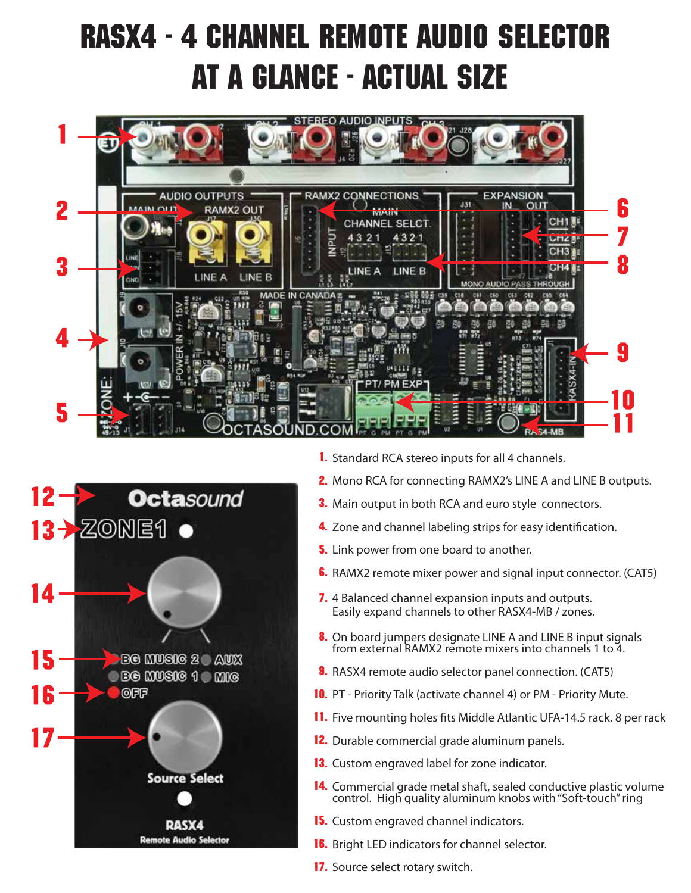# RASX4 - 4 CHANNEL REMOTE AUDIO SELECTOR AT A GLANCE - ACTUAL SIZE

1. Standard RCA stereo inputs for all 4 channels.
2. Mono RCA for connecting RAMX2's LINE A and LINE B outputs.
3. Main output in both RCA and euro style connectors.
4. Zone and channel labeling strips for easy identification.
5. Link power from one board to another.
6. RAMX2 remote mixer power and signal input connector. (CAT5)
7. 4 Balanced channel expansion inputs and outputs. Easily expand channels to other RASX4-MB / zones.
8. On board jumpers designate LINE A and LINE B input signals from external RAMX2 remote mixers into channels 1 to 4.
9. RASX4 remote audio selector panel connection. (CAT5)
10. PT - Priority Talk (activate channel 4) or PM - Priority Mute.
11. Five mounting holes fits Middle Atlantic UFA-14.5 rack. 8 per rack
12. Durable commercial grade aluminum panels.
13. Custom engraved label for zone indicator.
14. Commercial grade metal shaft, sealed conductive plastic volume control. High quality aluminum knobs with "Soft-touch" ring
15. Custom engraved channel indicators.
16. Bright LED indicators for channel selector.
17. Source select rotary switch.